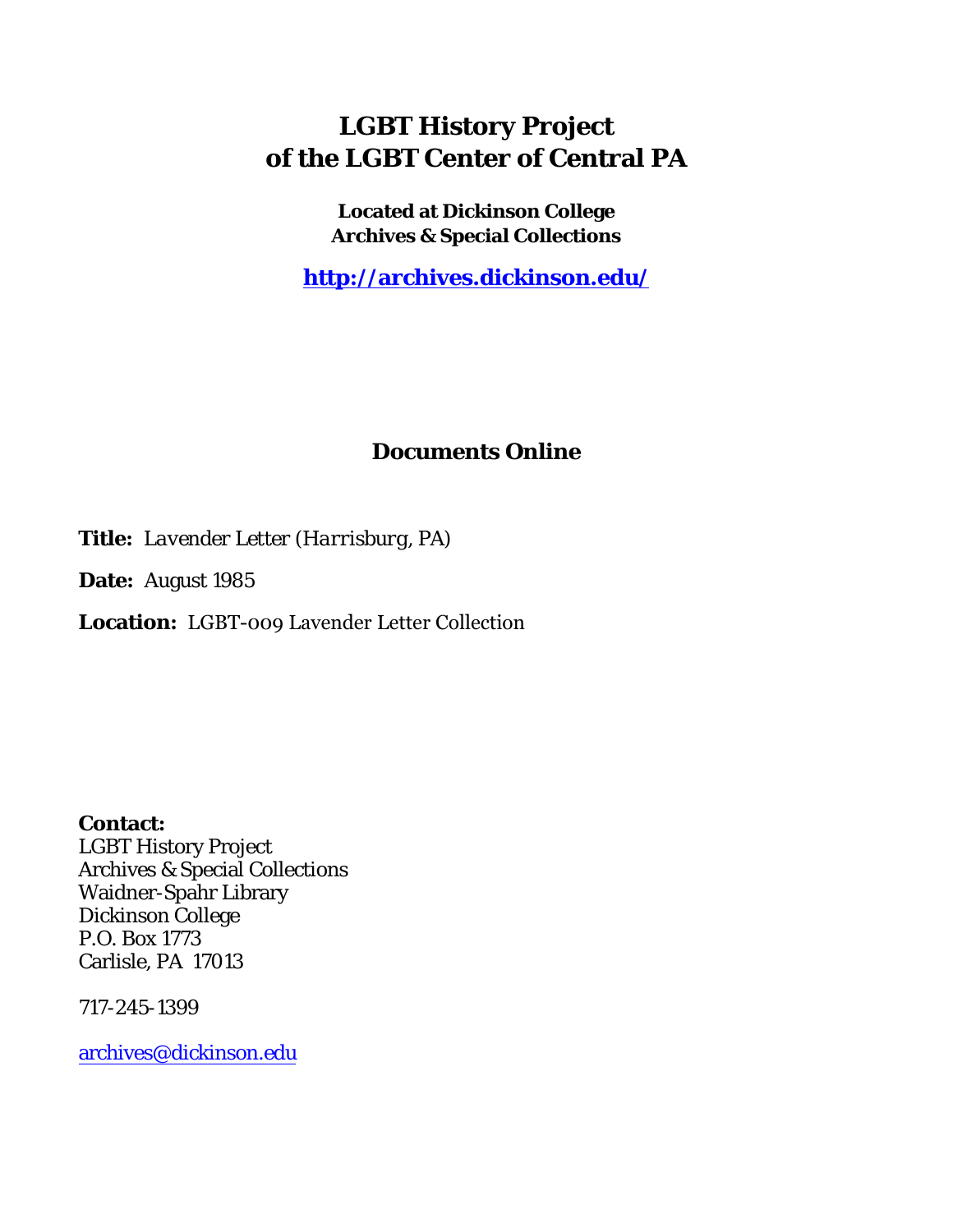# LGBT History Project of the LGBT Center of Central PA

**Located at Dickinson College Archives & Special Collections**

**http://archives.dickinson.edu/**

## Documents Online

**Title:** *Lavender Letter (Harrisburg, PA)*

**Date:** August 1985

**Location:** LGBT-009 Lavender Letter Collection

**Contact:**
LGBT History Project
Archives & Special Collections
Waidner-Spahr Library
Dickinson College
P.O. Box 1773
Carlisle, PA 17013

717-245-1399

archives@dickinson.edu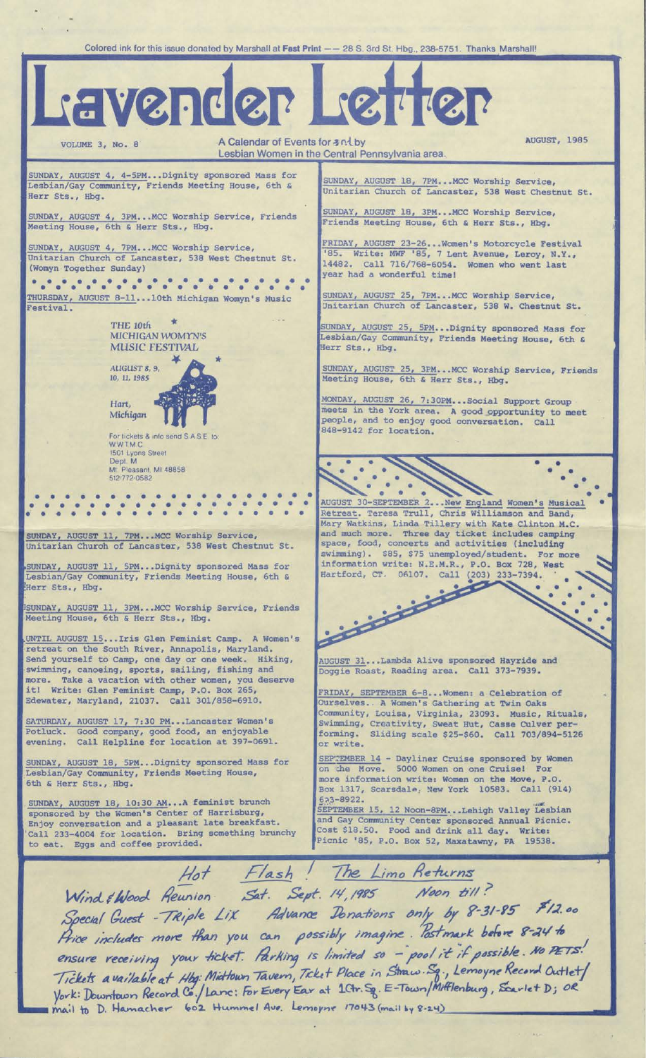Colored ink for this issue donated by Marshall at Fast Print — 28 S. 3rd St. Hbg., 238-5751. Thanks Marshall!

# Lavender Letter

VOLUME 3, No. 8 — A Calendar of Events for and by Lesbian Women in the Central Pennsylvania area. — AUGUST, 1985

SUNDAY, AUGUST 4, 4-5PM...Dignity sponsored Mass for Lesbian/Gay Community, Friends Meeting House, 6th & Herr Sts., Hbg.

SUNDAY, AUGUST 4, 3PM...MCC Worship Service, Friends Meeting House, 6th & Herr Sts., Hbg.

SUNDAY, AUGUST 4, 7PM...MCC Worship Service, Unitarian Church of Lancaster, 538 West Chestnut St. (Womyn Together Sunday)

THURSDAY, AUGUST 8-11...10th Michigan Womyn's Music Festival.

THE 10th MICHIGAN WOMYN'S MUSIC FESTIVAL
AUGUST 8, 9, 10, 11, 1985
Hart, Michigan
For tickets & info send S.A.S.E. to: WWTMC 1501 Lyons Street Dept. M Mt. Pleasant, MI 48858 517-772-0582

SUNDAY, AUGUST 11, 7PM...MCC Worship Service, Unitarian Church of Lancaster, 538 West Chestnut St.

SUNDAY, AUGUST 11, 5PM...Dignity sponsored Mass for Lesbian/Gay Community, Friends Meeting House, 6th & Herr Sts., Hbg.

SUNDAY, AUGUST 11, 3PM...MCC Worship Service, Friends Meeting House, 6th & Herr Sts., Hbg.

UNTIL AUGUST 15...Iris Glen Feminist Camp. A Women's retreat on the South River, Annapolis, Maryland. Send yourself to Camp, one day or one week. Hiking, swimming, canoeing, sports, sailing, fishing and more. Take a vacation with other women, you deserve it! Write: Glen Feminist Camp, P.O. Box 265, Edewater, Maryland, 21037. Call 301/858-6910.

SATURDAY, AUGUST 17, 7:30 PM...Lancaster Women's Potluck. Good company, good food, an enjoyable evening. Call Helpline for location at 397-0691.

SUNDAY, AUGUST 18, 5PM...Dignity sponsored Mass for Lesbian/Gay Community, Friends Meeting House, 6th & Herr Sts., Hbg.

SUNDAY, AUGUST 18, 10:30 AM...A feminist brunch sponsored by the Women's Center of Harrisburg, Enjoy conversation and a pleasant late breakfast. Call 233-4004 for location. Bring something brunchy to eat. Eggs and coffee provided.

SUNDAY, AUGUST 18, 7PM...MCC Worship Service, Unitarian Church of Lancaster, 538 West Chestnut St.

SUNDAY, AUGUST 18, 3PM...MCC Worship Service, Friends Meeting House, 6th & Herr Sts., Hbg.

FRIDAY, AUGUST 23-26...Women's Motorcycle Festival '85. Write: MWF '85, 7 Lent Avenue, Leroy, N.Y., 14482. Call 716/768-6054. Women who went last year had a wonderful time!

SUNDAY, AUGUST 25, 7PM...MCC Worship Service, Unitarian Church of Lancaster, 538 W. Chestnut St.

SUNDAY, AUGUST 25, 5PM...Dignity sponsored Mass for Lesbian/Gay Community, Friends Meeting House, 6th & Herr Sts., Hbg.

SUNDAY, AUGUST 25, 3PM...MCC Worship Service, Friends Meeting House, 6th & Herr Sts., Hbg.

MONDAY, AUGUST 26, 7:30PM...Social Support Group meets in the York area. A good opportunity to meet people, and to enjoy good conversation. Call 848-9142 for location.

AUGUST 30-SEPTEMBER 2...New England Women's Musical Retreat. Teresa Trull, Chris Williamson and Band, Mary Watkins, Linda Tillery with Kate Clinton M.C. and much more. Three day ticket includes camping space, food, concerts and activities (including swimming). $85, $75 unemployed/student. For more information write: N.E.M.R., P.O. Box 728, West Hartford, CT. 06107. Call (203) 233-7394.

AUGUST 31...Lambda Alive sponsored Hayride and Doggie Roast, Reading area. Call 373-7939.

FRIDAY, SEPTEMBER 6-8...Women: a Celebration of Ourselves. A Women's Gathering at Twin Oaks Community, Louisa, Virginia, 23093. Music, Rituals, Swimming, Creativity, Sweat Hut, Casse Culver performing. Sliding scale $25-$60. Call 703/894-5126 or write.

SEPTEMBER 14 - Dayliner Cruise sponsored by Women on the Move. 5000 Women on one Cruise! For more information write: Women on the Move, P.O. Box 1317, Scarsdale, New York 10583. Call (914) 693-8922.

SEPTEMBER 15, 12 Noon-8PM...Lehigh Valley Lesbian and Gay Community Center sponsored Annual Picnic. Cost $18.50. Food and drink all day. Write: Picnic '85, P.O. Box 52, Maxatawny, PA 19538.

Hot Flash! The Limo Returns
Wind & Wood Reunion Sat. Sept. 14, 1985 Noon till?
Special Guest - Triple Lix Advance Donations only by 8-31-85 $12.00
Price includes more than you can possibly imagine. Postmark before 8-24 to ensure receiving your ticket. Parking is limited so - pool it if possible. No PETS!
Tickets available at Hbg: Midtown Tavern, Ticket Place in Straw. Sq., Lemoyne Record Outlet/ York: Downtown Record Co./ Lanc: For Every Ear at 1Ctr. Sq. E-Town/Mifflenburg, Scarlet D; OR mail to D. Hamacher 602 Hummel Ave. Lemoyne 17043 (mail by 8-24)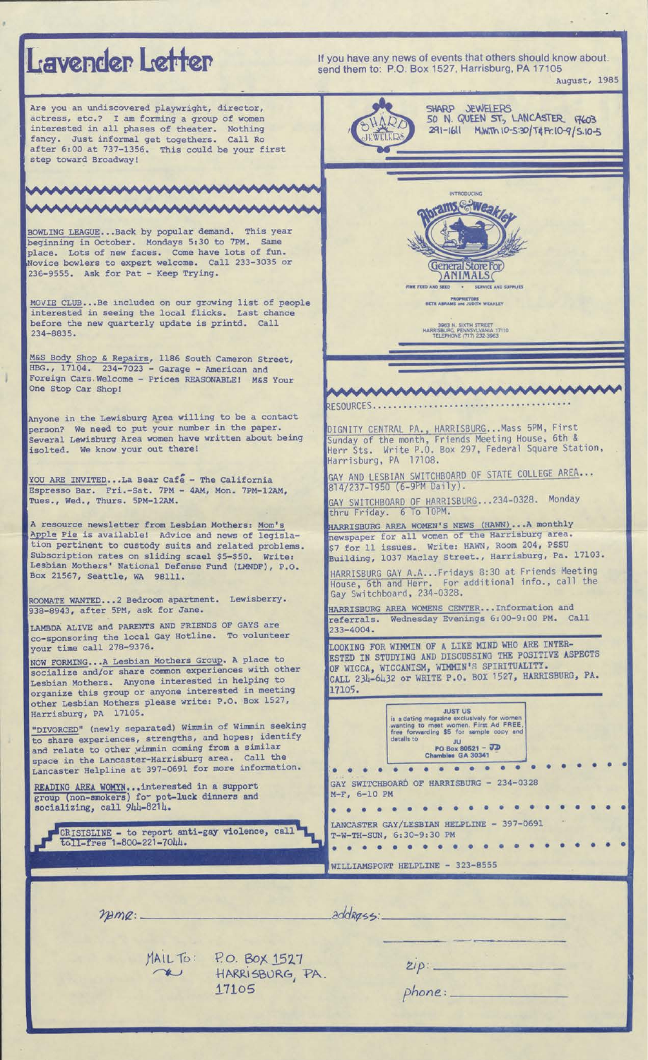# Lavender Letter

If you have any news of events that others should know about, send them to: P.O. Box 1527, Harrisburg, PA 17105

August, 1985

Are you an undiscovered playwright, director, actress, etc.? I am forming a group of women interested in all phases of theater. Nothing fancy. Just informal get togethers. Call Ro after 6:00 at 737-1356. This could be your first step toward Broadway!

BOWLING LEAGUE...Back by popular demand. This year beginning in October. Mondays 5:30 to 7PM. Same place. Lots of new faces. Come have lots of fun. Novice bowlers to expert welcome. Call 233-3035 or 236-9555. Ask for Pat - Keep Trying.

MOVIE CLUB...Be included on our growing list of people interested in seeing the local flicks. Last chance before the new quarterly update is printd. Call 234-8835.

M&S Body Shop & Repairs, 1186 South Cameron Street, HBG., 17104. 234-7023 - Garage - American and Foreign Cars.Welcome - Prices REASONABLE! M&S Your One Stop Car Shop!

Anyone in the Lewisburg Area willing to be a contact person? We need to put your number in the paper. Several Lewisburg Area women have written about being isolted. We know your out there!

YOU ARE INVITED...La Bear Café - The California Espresso Bar. Fri.-Sat. 7PM - 4AM, Mon. 7PM-12AM, Tues., Wed., Thurs. 5PM-12AM.

A resource newsletter from Lesbian Mothers: Mom's Apple Pie is available! Advice and news of legislation pertinent to custody suits and related problems. Subscription rates on sliding scael $5-$50. Write: Lesbian Mothers' National Defense Fund (LMNDF), P.O. Box 21567, Seattle, WA 98111.

ROOMATE WANTED...2 Bedroom apartment. Lewisberry. 938-8943, after 5PM, ask for Jane.

LAMBDA ALIVE and PARENTS AND FRIENDS OF GAYS are co-sponsoring the local Gay Hotline. To volunteer your time call 278-9376.

NOW FORMING...A Lesbian Mothers Group. A place to socialize and/or share common experiences with other Lesbian Mothers. Anyone interested in helping to organize this group or anyone interested in meeting other Lesbian Mothers please write: P.O. Box 1527, Harrisburg, PA 17105.

"DIVORCED" (newly separated) Wimmin of Wimmin seeking to share experiences, strengths, and hopes; identify and relate to other wimmin coming from a similar space in the Lancaster-Harrisburg area. Call the Lancaster Helpline at 397-0691 for more information.

READING AREA WOMYN...interested in a support group (non-smokers) for pot-luck dinners and socializing, call 944-8214.

CRISISLINE - to report anti-gay violence, call toll-free 1-800-221-7044.

SHARP JEWELERS
50 N. QUEEN ST., LANCASTER 17603
291-1611 M.W.Th 10-5:30/T&Fr.10-9/S.10-5

INTRODUCING

Abrams & Weakley
General Store For ANIMALS
FINE FEED AND SEED • SERVICE AND SUPPLIES
PROPRIETORS
BETH ABRAMS and JUDITH WEAKLEY
3963 N. SIXTH STREET
HARRISBURG, PENNSYLVANIA 17110
TELEPHONE (717) 232-3963

RESOURCES......................................

DIGNITY CENTRAL PA., HARRISBURG...Mass 5PM, First Sunday of the month, Friends Meeting House, 6th & Herr Sts. Write P.O. Box 297, Federal Square Station, Harrisburg, PA 17108.

GAY AND LESBIAN SWITCHBOARD OF STATE COLLEGE AREA... 814/237-1950 (6-9PM Daily).

GAY SWITCHBOARD OF HARRISBURG...234-0328. Monday thru Friday. 6 To 10PM.

HARRISBURG AREA WOMEN'S NEWS (HAWN)...A monthly newspaper for all women of the Harrisburg area. $7 for 11 issues. Write: HAWN, Room 204, PSSU Building, 1037 Maclay Street., Harrisburg, Pa. 17103.

HARRISBURG GAY A.A...Fridays 8:30 at Friends Meeting House, 6th and Herr. For additional info., call the Gay Switchboard, 234-0328.

HARRISBURG AREA WOMENS CENTER...Information and referrals. Wednesday Evenings 6:00-9:00 PM. Call 233-4004.

LOOKING FOR WIMMIN OF A LIKE MIND WHO ARE INTERESTED IN STUDYING AND DISCUSSING THE POSITIVE ASPECTS OF WICCA, WICCANISM, WIMMIN'S SPIRITUALITY. CALL 234-6432 or WRITE P.O. BOX 1527, HARRISBURG, PA. 17105.

JUST US
is a dating magazine exclusively for women wanting to meet women. First Ad FREE, free forwarding $5 for sample copy and details to
JU
PO Box 80521 - JD
Chamblee GA 30341

GAY SWITCHBOARD OF HARRISBURG - 234-0328
M-F, 6-10 PM

LANCASTER GAY/LESBIAN HELPLINE - 397-0691
T-W-TH-SUN, 6:30-9:30 PM

WILLIAMSPORT HELPLINE - 323-8555

name: ____________________ address: ____________________

MAIL TO: P.O. BOX 1527
HARRISBURG, PA.
17105

zip: ____________________

phone: ____________________